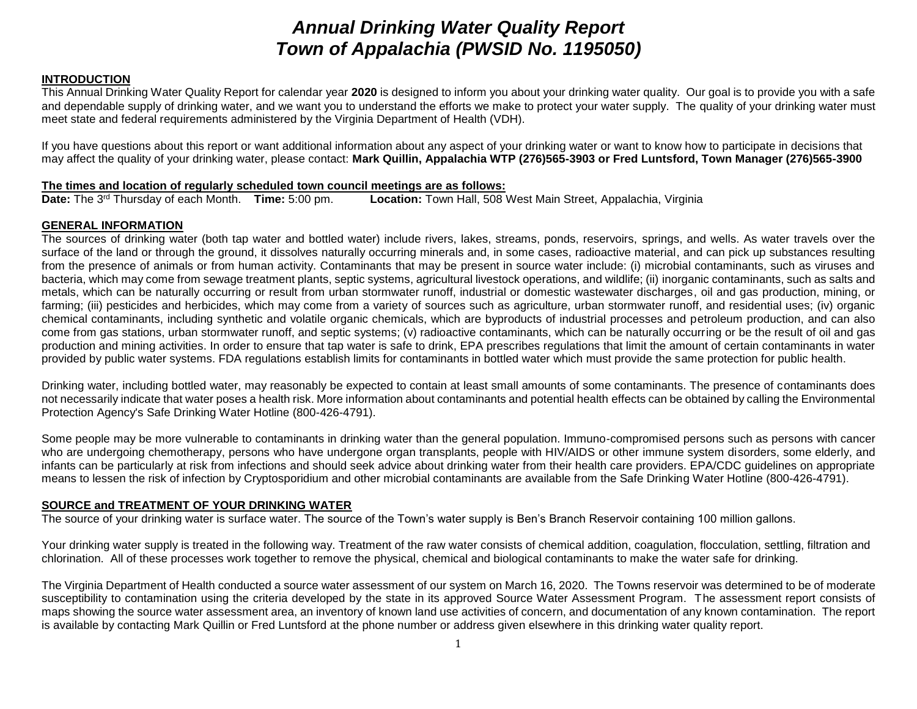# *Annual Drinking Water Quality Report*
# *Town of Appalachia (PWSID No. 1195050)*

## INTRODUCTION

This Annual Drinking Water Quality Report for calendar year **2020** is designed to inform you about your drinking water quality. Our goal is to provide you with a safe and dependable supply of drinking water, and we want you to understand the efforts we make to protect your water supply. The quality of your drinking water must meet state and federal requirements administered by the Virginia Department of Health (VDH).

If you have questions about this report or want additional information about any aspect of your drinking water or want to know how to participate in decisions that may affect the quality of your drinking water, please contact: **Mark Quillin, Appalachia WTP (276)565-3903 or Fred Luntsford, Town Manager (276)565-3900**

**The times and location of regularly scheduled town council meetings are as follows:**

**Date:** The 3rd Thursday of each Month. **Time:** 5:00 pm. **Location:** Town Hall, 508 West Main Street, Appalachia, Virginia

## GENERAL INFORMATION

The sources of drinking water (both tap water and bottled water) include rivers, lakes, streams, ponds, reservoirs, springs, and wells. As water travels over the surface of the land or through the ground, it dissolves naturally occurring minerals and, in some cases, radioactive material, and can pick up substances resulting from the presence of animals or from human activity. Contaminants that may be present in source water include: (i) microbial contaminants, such as viruses and bacteria, which may come from sewage treatment plants, septic systems, agricultural livestock operations, and wildlife; (ii) inorganic contaminants, such as salts and metals, which can be naturally occurring or result from urban stormwater runoff, industrial or domestic wastewater discharges, oil and gas production, mining, or farming; (iii) pesticides and herbicides, which may come from a variety of sources such as agriculture, urban stormwater runoff, and residential uses; (iv) organic chemical contaminants, including synthetic and volatile organic chemicals, which are byproducts of industrial processes and petroleum production, and can also come from gas stations, urban stormwater runoff, and septic systems; (v) radioactive contaminants, which can be naturally occurring or be the result of oil and gas production and mining activities. In order to ensure that tap water is safe to drink, EPA prescribes regulations that limit the amount of certain contaminants in water provided by public water systems. FDA regulations establish limits for contaminants in bottled water which must provide the same protection for public health.

Drinking water, including bottled water, may reasonably be expected to contain at least small amounts of some contaminants. The presence of contaminants does not necessarily indicate that water poses a health risk. More information about contaminants and potential health effects can be obtained by calling the Environmental Protection Agency's Safe Drinking Water Hotline (800-426-4791).

Some people may be more vulnerable to contaminants in drinking water than the general population. Immuno-compromised persons such as persons with cancer who are undergoing chemotherapy, persons who have undergone organ transplants, people with HIV/AIDS or other immune system disorders, some elderly, and infants can be particularly at risk from infections and should seek advice about drinking water from their health care providers. EPA/CDC guidelines on appropriate means to lessen the risk of infection by Cryptosporidium and other microbial contaminants are available from the Safe Drinking Water Hotline (800-426-4791).

## SOURCE and TREATMENT OF YOUR DRINKING WATER

The source of your drinking water is surface water. The source of the Town's water supply is Ben's Branch Reservoir containing 100 million gallons.

Your drinking water supply is treated in the following way. Treatment of the raw water consists of chemical addition, coagulation, flocculation, settling, filtration and chlorination. All of these processes work together to remove the physical, chemical and biological contaminants to make the water safe for drinking.

The Virginia Department of Health conducted a source water assessment of our system on March 16, 2020. The Towns reservoir was determined to be of moderate susceptibility to contamination using the criteria developed by the state in its approved Source Water Assessment Program. The assessment report consists of maps showing the source water assessment area, an inventory of known land use activities of concern, and documentation of any known contamination. The report is available by contacting Mark Quillin or Fred Luntsford at the phone number or address given elsewhere in this drinking water quality report.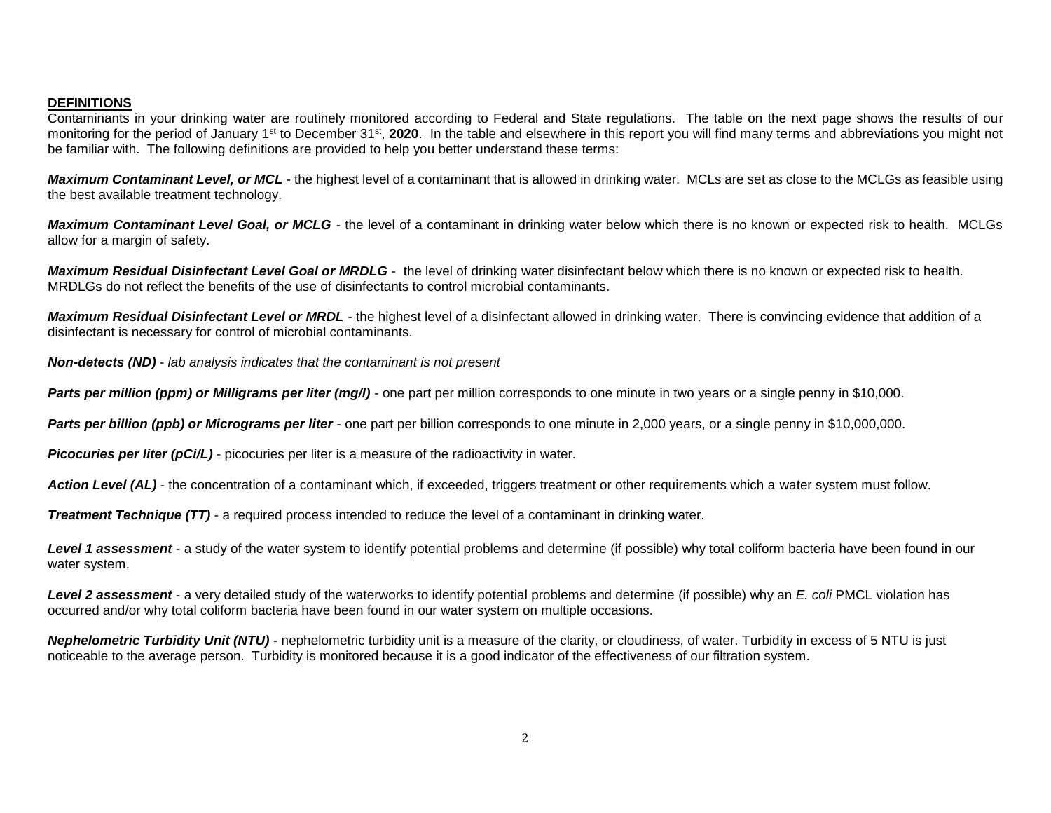**DEFINITIONS**

Contaminants in your drinking water are routinely monitored according to Federal and State regulations. The table on the next page shows the results of our monitoring for the period of January 1st to December 31st, **2020**. In the table and elsewhere in this report you will find many terms and abbreviations you might not be familiar with. The following definitions are provided to help you better understand these terms:

***Maximum Contaminant Level, or MCL*** - the highest level of a contaminant that is allowed in drinking water. MCLs are set as close to the MCLGs as feasible using the best available treatment technology.

***Maximum Contaminant Level Goal, or MCLG*** - the level of a contaminant in drinking water below which there is no known or expected risk to health. MCLGs allow for a margin of safety.

***Maximum Residual Disinfectant Level Goal or MRDLG*** - the level of drinking water disinfectant below which there is no known or expected risk to health. MRDLGs do not reflect the benefits of the use of disinfectants to control microbial contaminants.

***Maximum Residual Disinfectant Level or MRDL*** - the highest level of a disinfectant allowed in drinking water. There is convincing evidence that addition of a disinfectant is necessary for control of microbial contaminants.

***Non-detects (ND)*** - *lab analysis indicates that the contaminant is not present*

***Parts per million (ppm) or Milligrams per liter (mg/l)*** - one part per million corresponds to one minute in two years or a single penny in $10,000.

***Parts per billion (ppb) or Micrograms per liter*** - one part per billion corresponds to one minute in 2,000 years, or a single penny in $10,000,000.

***Picocuries per liter (pCi/L)*** - picocuries per liter is a measure of the radioactivity in water.

***Action Level (AL)*** - the concentration of a contaminant which, if exceeded, triggers treatment or other requirements which a water system must follow.

***Treatment Technique (TT)*** - a required process intended to reduce the level of a contaminant in drinking water.

***Level 1 assessment*** - a study of the water system to identify potential problems and determine (if possible) why total coliform bacteria have been found in our water system.

***Level 2 assessment*** - a very detailed study of the waterworks to identify potential problems and determine (if possible) why an *E. coli* PMCL violation has occurred and/or why total coliform bacteria have been found in our water system on multiple occasions.

***Nephelometric Turbidity Unit (NTU)*** - nephelometric turbidity unit is a measure of the clarity, or cloudiness, of water. Turbidity in excess of 5 NTU is just noticeable to the average person. Turbidity is monitored because it is a good indicator of the effectiveness of our filtration system.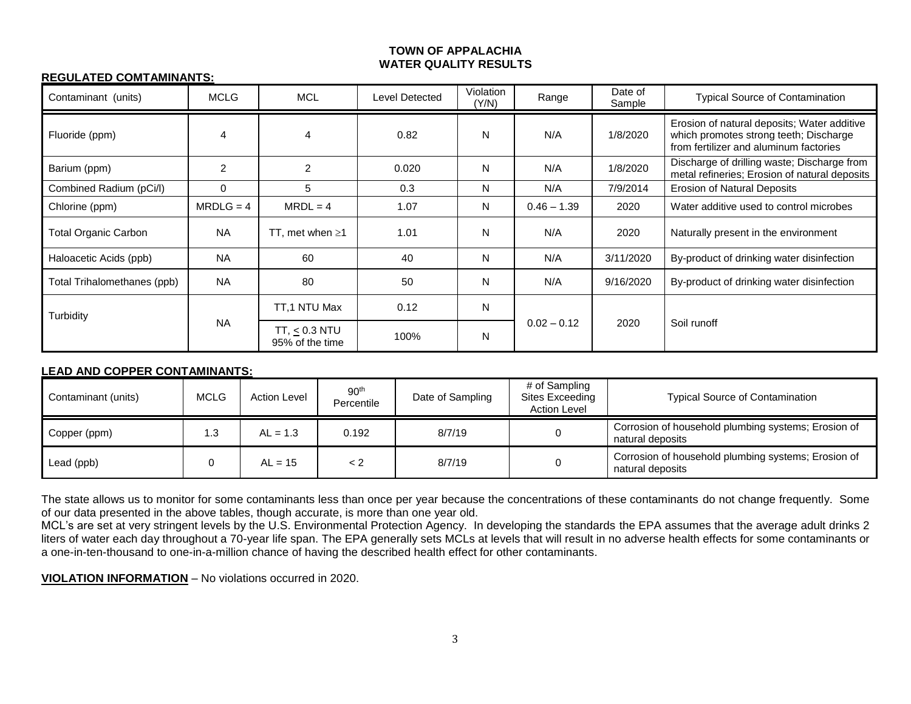**TOWN OF APPALACHIA**
**WATER QUALITY RESULTS**

**REGULATED COMTAMINANTS:**

| Contaminant (units) | MCLG | MCL | Level Detected | Violation (Y/N) | Range | Date of Sample | Typical Source of Contamination |
|---|---|---|---|---|---|---|---|
| Fluoride (ppm) | 4 | 4 | 0.82 | N | N/A | 1/8/2020 | Erosion of natural deposits; Water additive which promotes strong teeth; Discharge from fertilizer and aluminum factories |
| Barium (ppm) | 2 | 2 | 0.020 | N | N/A | 1/8/2020 | Discharge of drilling waste; Discharge from metal refineries; Erosion of natural deposits |
| Combined Radium (pCi/l) | 0 | 5 | 0.3 | N | N/A | 7/9/2014 | Erosion of Natural Deposits |
| Chlorine (ppm) | MRDLG = 4 | MRDL = 4 | 1.07 | N | 0.46 – 1.39 | 2020 | Water additive used to control microbes |
| Total Organic Carbon | NA | TT, met when $\geq$1 | 1.01 | N | N/A | 2020 | Naturally present in the environment |
| Haloacetic Acids (ppb) | NA | 60 | 40 | N | N/A | 3/11/2020 | By-product of drinking water disinfection |
| Total Trihalomethanes (ppb) | NA | 80 | 50 | N | N/A | 9/16/2020 | By-product of drinking water disinfection |
| Turbidity | NA | TT,1 NTU Max | 0.12 | N | 0.02 – 0.12 | 2020 | Soil runoff |
| | | TT, $\leq$ 0.3 NTU 95% of the time | 100% | N | | | |

**LEAD AND COPPER CONTAMINANTS:**

| Contaminant (units) | MCLG | Action Level | 90th Percentile | Date of Sampling | # of Sampling Sites Exceeding Action Level | Typical Source of Contamination |
|---|---|---|---|---|---|---|
| Copper (ppm) | 1.3 | AL = 1.3 | 0.192 | 8/7/19 | 0 | Corrosion of household plumbing systems; Erosion of natural deposits |
| Lead (ppb) | 0 | AL = 15 | < 2 | 8/7/19 | 0 | Corrosion of household plumbing systems; Erosion of natural deposits |

The state allows us to monitor for some contaminants less than once per year because the concentrations of these contaminants do not change frequently. Some of our data presented in the above tables, though accurate, is more than one year old.
MCL's are set at very stringent levels by the U.S. Environmental Protection Agency. In developing the standards the EPA assumes that the average adult drinks 2 liters of water each day throughout a 70-year life span. The EPA generally sets MCLs at levels that will result in no adverse health effects for some contaminants or a one-in-ten-thousand to one-in-a-million chance of having the described health effect for other contaminants.

**VIOLATION INFORMATION** – No violations occurred in 2020.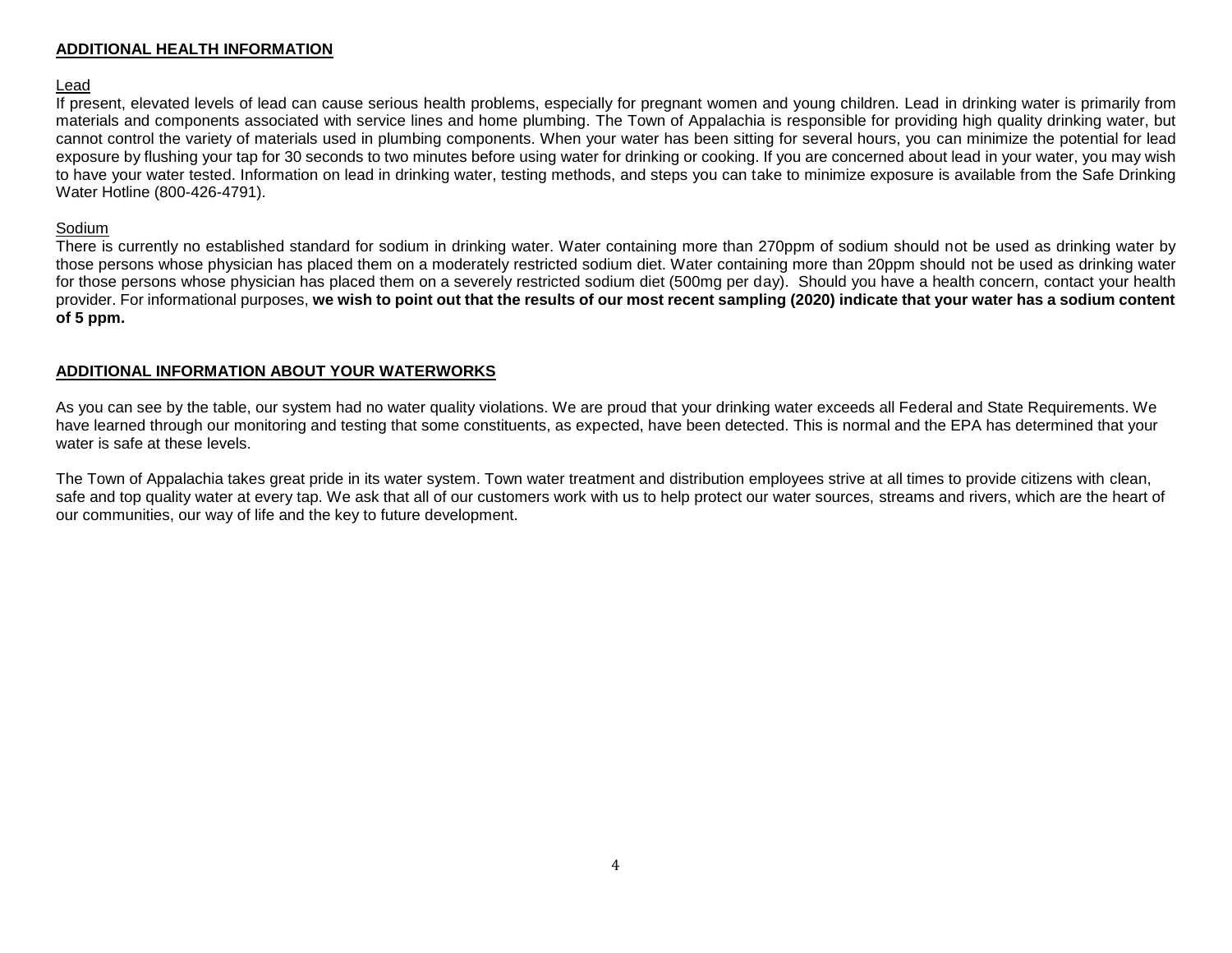## ADDITIONAL HEALTH INFORMATION

### Lead

If present, elevated levels of lead can cause serious health problems, especially for pregnant women and young children. Lead in drinking water is primarily from materials and components associated with service lines and home plumbing. The Town of Appalachia is responsible for providing high quality drinking water, but cannot control the variety of materials used in plumbing components. When your water has been sitting for several hours, you can minimize the potential for lead exposure by flushing your tap for 30 seconds to two minutes before using water for drinking or cooking. If you are concerned about lead in your water, you may wish to have your water tested. Information on lead in drinking water, testing methods, and steps you can take to minimize exposure is available from the Safe Drinking Water Hotline (800-426-4791).

### Sodium

There is currently no established standard for sodium in drinking water. Water containing more than 270ppm of sodium should not be used as drinking water by those persons whose physician has placed them on a moderately restricted sodium diet. Water containing more than 20ppm should not be used as drinking water for those persons whose physician has placed them on a severely restricted sodium diet (500mg per day). Should you have a health concern, contact your health provider. For informational purposes, **we wish to point out that the results of our most recent sampling (2020) indicate that your water has a sodium content of 5 ppm.**

## ADDITIONAL INFORMATION ABOUT YOUR WATERWORKS

As you can see by the table, our system had no water quality violations. We are proud that your drinking water exceeds all Federal and State Requirements. We have learned through our monitoring and testing that some constituents, as expected, have been detected. This is normal and the EPA has determined that your water is safe at these levels.

The Town of Appalachia takes great pride in its water system. Town water treatment and distribution employees strive at all times to provide citizens with clean, safe and top quality water at every tap. We ask that all of our customers work with us to help protect our water sources, streams and rivers, which are the heart of our communities, our way of life and the key to future development.